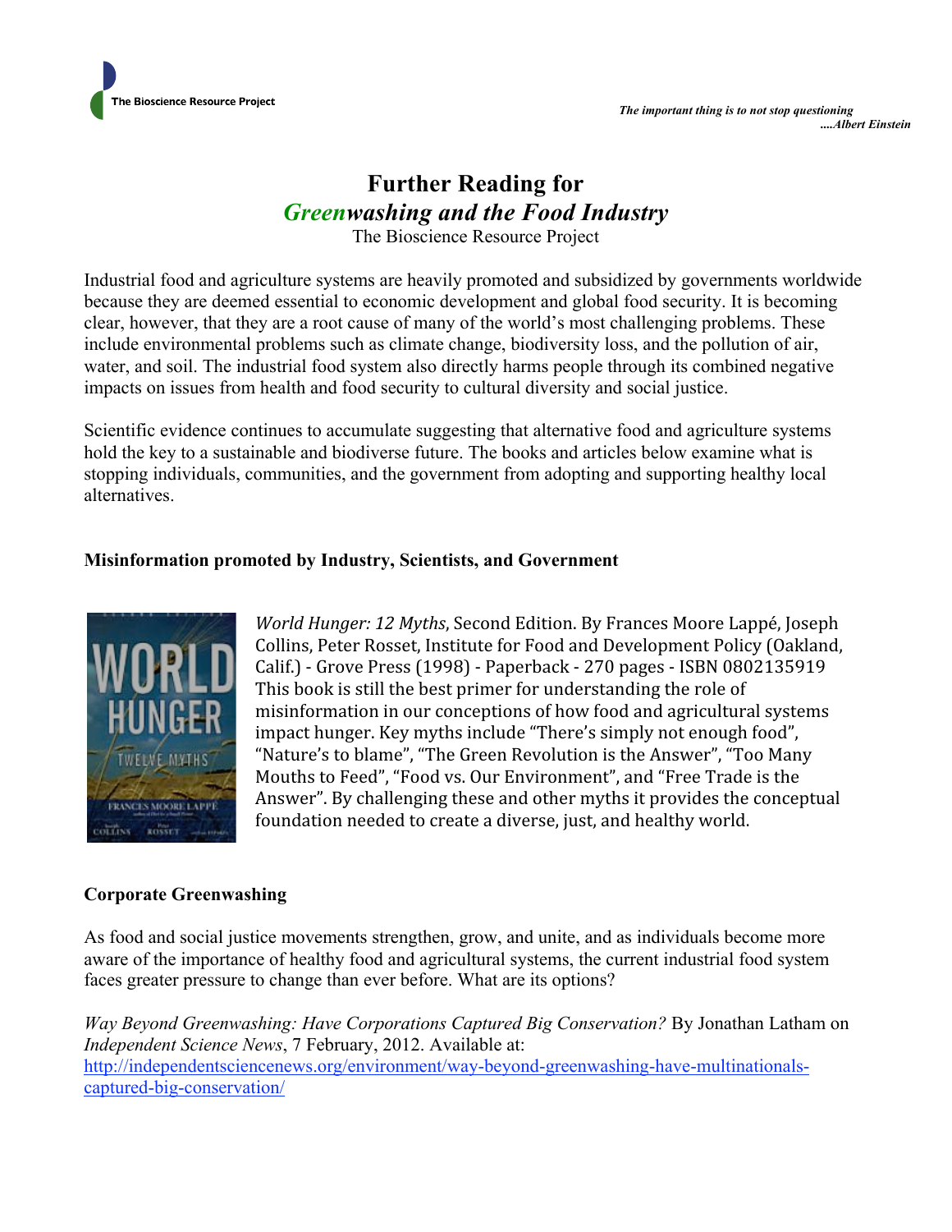The Bioscience Resource Project

*The important thing is to not stop questioning*
*....Albert Einstein*

# Further Reading for *Greenwashing and the Food Industry*

The Bioscience Resource Project

Industrial food and agriculture systems are heavily promoted and subsidized by governments worldwide because they are deemed essential to economic development and global food security. It is becoming clear, however, that they are a root cause of many of the world's most challenging problems. These include environmental problems such as climate change, biodiversity loss, and the pollution of air, water, and soil. The industrial food system also directly harms people through its combined negative impacts on issues from health and food security to cultural diversity and social justice.

Scientific evidence continues to accumulate suggesting that alternative food and agriculture systems hold the key to a sustainable and biodiverse future. The books and articles below examine what is stopping individuals, communities, and the government from adopting and supporting healthy local alternatives.

## Misinformation promoted by Industry, Scientists, and Government

*World Hunger: 12 Myths*, Second Edition. By Frances Moore Lappé, Joseph Collins, Peter Rosset, Institute for Food and Development Policy (Oakland, Calif.) - Grove Press (1998) - Paperback - 270 pages - ISBN 0802135919 This book is still the best primer for understanding the role of misinformation in our conceptions of how food and agricultural systems impact hunger. Key myths include "There's simply not enough food", "Nature's to blame", "The Green Revolution is the Answer", "Too Many Mouths to Feed", "Food vs. Our Environment", and "Free Trade is the Answer". By challenging these and other myths it provides the conceptual foundation needed to create a diverse, just, and healthy world.

## Corporate Greenwashing

As food and social justice movements strengthen, grow, and unite, and as individuals become more aware of the importance of healthy food and agricultural systems, the current industrial food system faces greater pressure to change than ever before. What are its options?

*Way Beyond Greenwashing: Have Corporations Captured Big Conservation?* By Jonathan Latham on *Independent Science News*, 7 February, 2012. Available at: http://independentsciencenews.org/environment/way-beyond-greenwashing-have-multinationals-captured-big-conservation/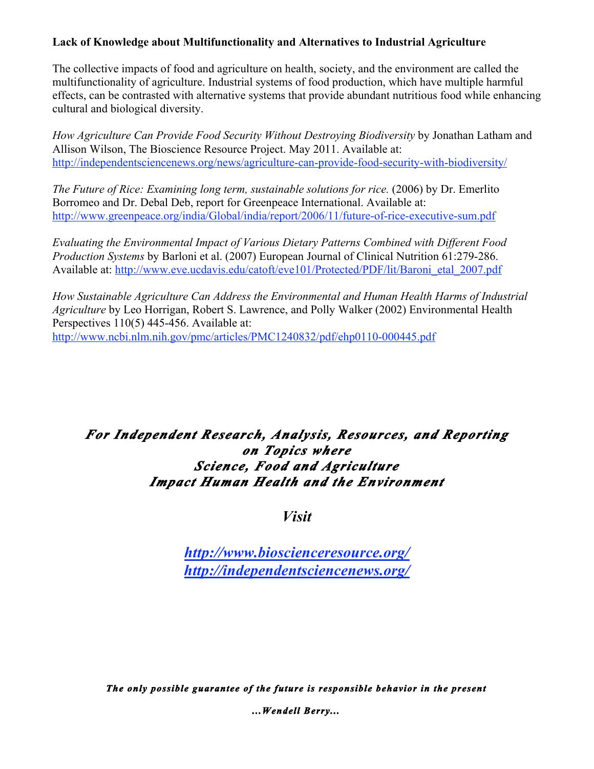**Lack of Knowledge about Multifunctionality and Alternatives to Industrial Agriculture**

The collective impacts of food and agriculture on health, society, and the environment are called the multifunctionality of agriculture. Industrial systems of food production, which have multiple harmful effects, can be contrasted with alternative systems that provide abundant nutritious food while enhancing cultural and biological diversity.

*How Agriculture Can Provide Food Security Without Destroying Biodiversity* by Jonathan Latham and Allison Wilson, The Bioscience Resource Project. May 2011. Available at: http://independentsciencenews.org/news/agriculture-can-provide-food-security-with-biodiversity/

*The Future of Rice: Examining long term, sustainable solutions for rice.* (2006) by Dr. Emerlito Borromeo and Dr. Debal Deb, report for Greenpeace International. Available at: http://www.greenpeace.org/india/Global/india/report/2006/11/future-of-rice-executive-sum.pdf

*Evaluating the Environmental Impact of Various Dietary Patterns Combined with Different Food Production Systems* by Barloni et al. (2007) European Journal of Clinical Nutrition 61:279-286. Available at: http://www.eve.ucdavis.edu/catoft/eve101/Protected/PDF/lit/Baroni_etal_2007.pdf

*How Sustainable Agriculture Can Address the Environmental and Human Health Harms of Industrial Agriculture* by Leo Horrigan, Robert S. Lawrence, and Polly Walker (2002) Environmental Health Perspectives 110(5) 445-456. Available at: http://www.ncbi.nlm.nih.gov/pmc/articles/PMC1240832/pdf/ehp0110-000445.pdf

***For Independent Research, Analysis, Resources, and Reporting on Topics where Science, Food and Agriculture Impact Human Health and the Environment***

***Visit***

***http://www.bioscienceresource.org/***
***http://independentsciencenews.org/***

***The only possible guarantee of the future is responsible behavior in the present***

***…Wendell Berry…***